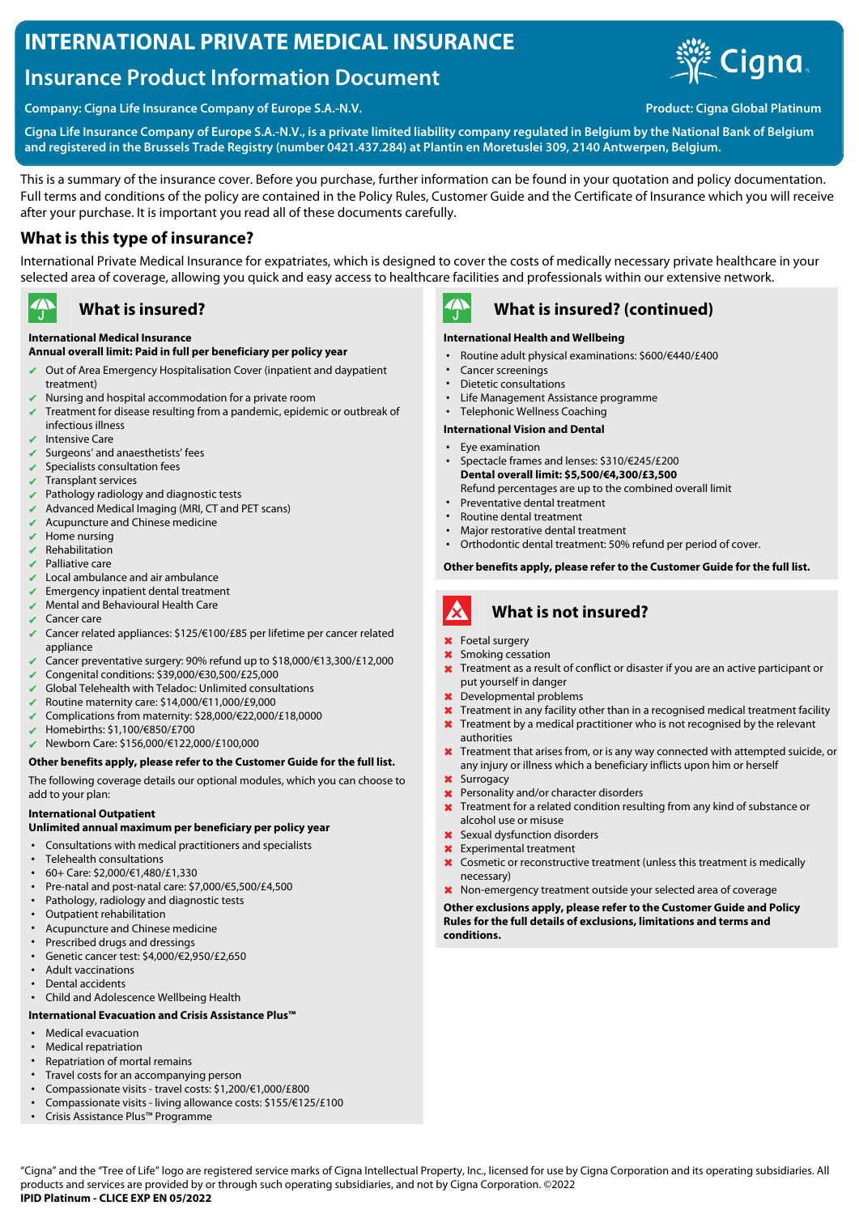# INTERNATIONAL PRIVATE MEDICAL INSURANCE

## Insurance Product Information Document

**Company: Cigna Life Insurance Company of Europe S.A.-N.V.**

**Product: Cigna Global Platinum**

**Cigna Life Insurance Company of Europe S.A.-N.V., is a private limited liability company regulated in Belgium by the National Bank of Belgium and registered in the Brussels Trade Registry (number 0421.437.284) at Plantin en Moretuslei 309, 2140 Antwerpen, Belgium.**

This is a summary of the insurance cover. Before you purchase, further information can be found in your quotation and policy documentation. Full terms and conditions of the policy are contained in the Policy Rules, Customer Guide and the Certificate of Insurance which you will receive after your purchase. It is important you read all of these documents carefully.

## What is this type of insurance?

International Private Medical Insurance for expatriates, which is designed to cover the costs of medically necessary private healthcare in your selected area of coverage, allowing you quick and easy access to healthcare facilities and professionals within our extensive network.

## What is insured?

**International Medical Insurance**
**Annual overall limit: Paid in full per beneficiary per policy year**

- ✔ Out of Area Emergency Hospitalisation Cover (inpatient and daypatient treatment)
- ✔ Nursing and hospital accommodation for a private room
- ✔ Treatment for disease resulting from a pandemic, epidemic or outbreak of infectious illness
- ✔ Intensive Care
- ✔ Surgeons' and anaesthetists' fees
- ✔ Specialists consultation fees
- ✔ Transplant services
- ✔ Pathology radiology and diagnostic tests
- ✔ Advanced Medical Imaging (MRI, CT and PET scans)
- ✔ Acupuncture and Chinese medicine
- ✔ Home nursing
- ✔ Rehabilitation
- ✔ Palliative care
- ✔ Local ambulance and air ambulance
- ✔ Emergency inpatient dental treatment
- ✔ Mental and Behavioural Health Care
- ✔ Cancer care
- ✔ Cancer related appliances: $125/€100/£85 per lifetime per cancer related appliance
- ✔ Cancer preventative surgery: 90% refund up to $18,000/€13,300/£12,000
- ✔ Congenital conditions: $39,000/€30,500/£25,000
- ✔ Global Telehealth with Teladoc: Unlimited consultations
- ✔ Routine maternity care: $14,000/€11,000/£9,000
- ✔ Complications from maternity: $28,000/€22,000/£18,0000
- ✔ Homebirths: $1,100/€850/£700
- ✔ Newborn Care: $156,000/€122,000/£100,000

**Other benefits apply, please refer to the Customer Guide for the full list.**

The following coverage details our optional modules, which you can choose to add to your plan:

**International Outpatient**
**Unlimited annual maximum per beneficiary per policy year**

- Consultations with medical practitioners and specialists
- Telehealth consultations
- 60+ Care: $2,000/€1,480/£1,330
- Pre-natal and post-natal care: $7,000/€5,500/£4,500
- Pathology, radiology and diagnostic tests
- Outpatient rehabilitation
- Acupuncture and Chinese medicine
- Prescribed drugs and dressings
- Genetic cancer test: $4,000/€2,950/£2,650
- Adult vaccinations
- Dental accidents
- Child and Adolescence Wellbeing Health

**International Evacuation and Crisis Assistance Plus™**

- Medical evacuation
- Medical repatriation
- Repatriation of mortal remains
- Travel costs for an accompanying person
- Compassionate visits - travel costs: $1,200/€1,000/£800
- Compassionate visits - living allowance costs: $155/€125/£100
- Crisis Assistance Plus™ Programme

## What is insured? (continued)

**International Health and Wellbeing**

- Routine adult physical examinations: $600/€440/£400
- Cancer screenings
- Dietetic consultations
- Life Management Assistance programme
- Telephonic Wellness Coaching

**International Vision and Dental**

- Eye examination
- Spectacle frames and lenses: $310/€245/£200
  **Dental overall limit: $5,500/€4,300/£3,500**
  Refund percentages are up to the combined overall limit
- Preventative dental treatment
- Routine dental treatment
- Major restorative dental treatment
- Orthodontic dental treatment: 50% refund per period of cover.

**Other benefits apply, please refer to the Customer Guide for the full list.**

## What is not insured?

- ✖ Foetal surgery
- ✖ Smoking cessation
- ✖ Treatment as a result of conflict or disaster if you are an active participant or put yourself in danger
- ✖ Developmental problems
- ✖ Treatment in any facility other than in a recognised medical treatment facility
- ✖ Treatment by a medical practitioner who is not recognised by the relevant authorities
- ✖ Treatment that arises from, or is any way connected with attempted suicide, or any injury or illness which a beneficiary inflicts upon him or herself
- ✖ Surrogacy
- ✖ Personality and/or character disorders
- ✖ Treatment for a related condition resulting from any kind of substance or alcohol use or misuse
- ✖ Sexual dysfunction disorders
- ✖ Experimental treatment
- ✖ Cosmetic or reconstructive treatment (unless this treatment is medically necessary)
- ✖ Non-emergency treatment outside your selected area of coverage

**Other exclusions apply, please refer to the Customer Guide and Policy Rules for the full details of exclusions, limitations and terms and conditions.**

"Cigna" and the "Tree of Life" logo are registered service marks of Cigna Intellectual Property, Inc., licensed for use by Cigna Corporation and its operating subsidiaries. All products and services are provided by or through such operating subsidiaries, and not by Cigna Corporation. ©2022
**IPID Platinum - CLICE EXP EN 05/2022**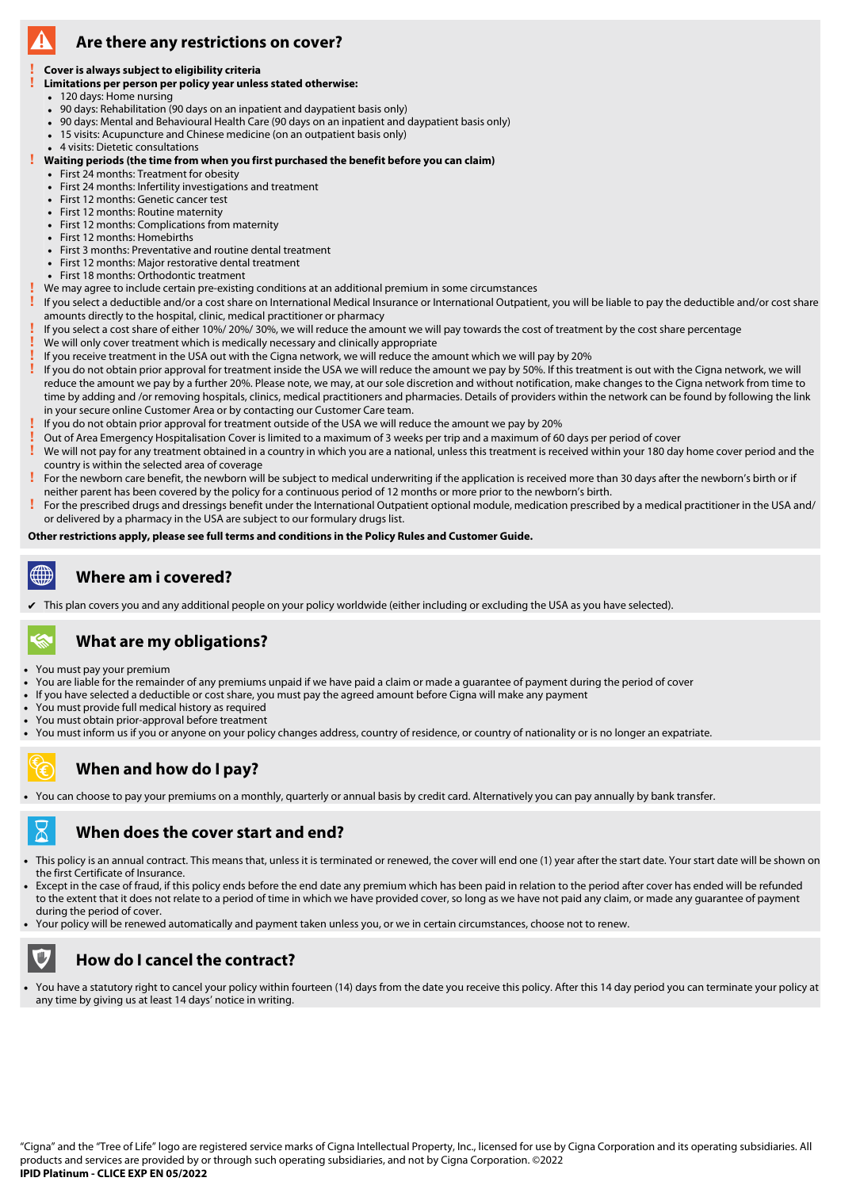## Are there any restrictions on cover?

- ! **Cover is always subject to eligibility criteria**
- ! **Limitations per person per policy year unless stated otherwise:**
  - 120 days: Home nursing
  - 90 days: Rehabilitation (90 days on an inpatient and daypatient basis only)
  - 90 days: Mental and Behavioural Health Care (90 days on an inpatient and daypatient basis only)
  - 15 visits: Acupuncture and Chinese medicine (on an outpatient basis only)
  - 4 visits: Dietetic consultations
- ! **Waiting periods (the time from when you first purchased the benefit before you can claim)**
  - First 24 months: Treatment for obesity
  - First 24 months: Infertility investigations and treatment
  - First 12 months: Genetic cancer test
  - First 12 months: Routine maternity
  - First 12 months: Complications from maternity
  - First 12 months: Homebirths
  - First 3 months: Preventative and routine dental treatment
  - First 12 months: Major restorative dental treatment
  - First 18 months: Orthodontic treatment
- ! We may agree to include certain pre-existing conditions at an additional premium in some circumstances
- ! If you select a deductible and/or a cost share on International Medical Insurance or International Outpatient, you will be liable to pay the deductible and/or cost share amounts directly to the hospital, clinic, medical practitioner or pharmacy
- ! If you select a cost share of either 10%/ 20%/ 30%, we will reduce the amount we will pay towards the cost of treatment by the cost share percentage
- ! We will only cover treatment which is medically necessary and clinically appropriate
- ! If you receive treatment in the USA out with the Cigna network, we will reduce the amount which we will pay by 20%
- ! If you do not obtain prior approval for treatment inside the USA we will reduce the amount we pay by 50%. If this treatment is out with the Cigna network, we will reduce the amount we pay by a further 20%. Please note, we may, at our sole discretion and without notification, make changes to the Cigna network from time to time by adding and /or removing hospitals, clinics, medical practitioners and pharmacies. Details of providers within the network can be found by following the link in your secure online Customer Area or by contacting our Customer Care team.
- ! If you do not obtain prior approval for treatment outside of the USA we will reduce the amount we pay by 20%
- ! Out of Area Emergency Hospitalisation Cover is limited to a maximum of 3 weeks per trip and a maximum of 60 days per period of cover
- ! We will not pay for any treatment obtained in a country in which you are a national, unless this treatment is received within your 180 day home cover period and the country is within the selected area of coverage
- ! For the newborn care benefit, the newborn will be subject to medical underwriting if the application is received more than 30 days after the newborn's birth or if neither parent has been covered by the policy for a continuous period of 12 months or more prior to the newborn's birth.
- ! For the prescribed drugs and dressings benefit under the International Outpatient optional module, medication prescribed by a medical practitioner in the USA and/ or delivered by a pharmacy in the USA are subject to our formulary drugs list.

**Other restrictions apply, please see full terms and conditions in the Policy Rules and Customer Guide.**

## Where am i covered?

✔ This plan covers you and any additional people on your policy worldwide (either including or excluding the USA as you have selected).

## What are my obligations?

- You must pay your premium
- You are liable for the remainder of any premiums unpaid if we have paid a claim or made a guarantee of payment during the period of cover
- If you have selected a deductible or cost share, you must pay the agreed amount before Cigna will make any payment
- You must provide full medical history as required
- You must obtain prior-approval before treatment
- You must inform us if you or anyone on your policy changes address, country of residence, or country of nationality or is no longer an expatriate.

## When and how do I pay?

- You can choose to pay your premiums on a monthly, quarterly or annual basis by credit card. Alternatively you can pay annually by bank transfer.

## When does the cover start and end?

- This policy is an annual contract. This means that, unless it is terminated or renewed, the cover will end one (1) year after the start date. Your start date will be shown on the first Certificate of Insurance.
- Except in the case of fraud, if this policy ends before the end date any premium which has been paid in relation to the period after cover has ended will be refunded to the extent that it does not relate to a period of time in which we have provided cover, so long as we have not paid any claim, or made any guarantee of payment during the period of cover.
- Your policy will be renewed automatically and payment taken unless you, or we in certain circumstances, choose not to renew.

## How do I cancel the contract?

- You have a statutory right to cancel your policy within fourteen (14) days from the date you receive this policy. After this 14 day period you can terminate your policy at any time by giving us at least 14 days' notice in writing.

"Cigna" and the "Tree of Life" logo are registered service marks of Cigna Intellectual Property, Inc., licensed for use by Cigna Corporation and its operating subsidiaries. All products and services are provided by or through such operating subsidiaries, and not by Cigna Corporation. ©2022

**IPID Platinum - CLICE EXP EN 05/2022**